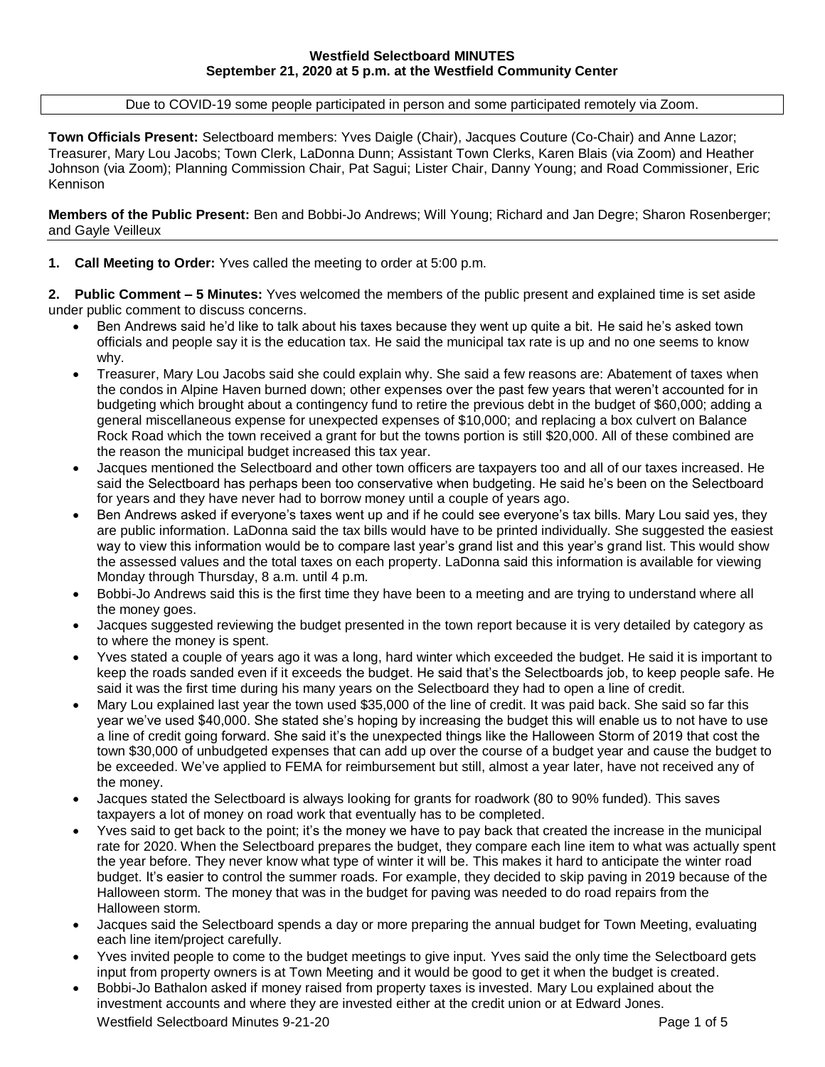# Westfield Selectboard MINUTES
## September 21, 2020 at 5 p.m. at the Westfield Community Center

Due to COVID-19 some people participated in person and some participated remotely via Zoom.

**Town Officials Present:** Selectboard members: Yves Daigle (Chair), Jacques Couture (Co-Chair) and Anne Lazor; Treasurer, Mary Lou Jacobs; Town Clerk, LaDonna Dunn; Assistant Town Clerks, Karen Blais (via Zoom) and Heather Johnson (via Zoom); Planning Commission Chair, Pat Sagui; Lister Chair, Danny Young; and Road Commissioner, Eric Kennison

**Members of the Public Present:** Ben and Bobbi-Jo Andrews; Will Young; Richard and Jan Degre; Sharon Rosenberger; and Gayle Veilleux

**1. Call Meeting to Order:** Yves called the meeting to order at 5:00 p.m.

**2. Public Comment – 5 Minutes:** Yves welcomed the members of the public present and explained time is set aside under public comment to discuss concerns.

- Ben Andrews said he'd like to talk about his taxes because they went up quite a bit. He said he's asked town officials and people say it is the education tax. He said the municipal tax rate is up and no one seems to know why.
- Treasurer, Mary Lou Jacobs said she could explain why. She said a few reasons are: Abatement of taxes when the condos in Alpine Haven burned down; other expenses over the past few years that weren't accounted for in budgeting which brought about a contingency fund to retire the previous debt in the budget of $60,000; adding a general miscellaneous expense for unexpected expenses of $10,000; and replacing a box culvert on Balance Rock Road which the town received a grant for but the towns portion is still $20,000. All of these combined are the reason the municipal budget increased this tax year.
- Jacques mentioned the Selectboard and other town officers are taxpayers too and all of our taxes increased. He said the Selectboard has perhaps been too conservative when budgeting. He said he's been on the Selectboard for years and they have never had to borrow money until a couple of years ago.
- Ben Andrews asked if everyone's taxes went up and if he could see everyone's tax bills. Mary Lou said yes, they are public information. LaDonna said the tax bills would have to be printed individually. She suggested the easiest way to view this information would be to compare last year's grand list and this year's grand list. This would show the assessed values and the total taxes on each property. LaDonna said this information is available for viewing Monday through Thursday, 8 a.m. until 4 p.m.
- Bobbi-Jo Andrews said this is the first time they have been to a meeting and are trying to understand where all the money goes.
- Jacques suggested reviewing the budget presented in the town report because it is very detailed by category as to where the money is spent.
- Yves stated a couple of years ago it was a long, hard winter which exceeded the budget. He said it is important to keep the roads sanded even if it exceeds the budget. He said that's the Selectboards job, to keep people safe. He said it was the first time during his many years on the Selectboard they had to open a line of credit.
- Mary Lou explained last year the town used $35,000 of the line of credit. It was paid back. She said so far this year we've used $40,000. She stated she's hoping by increasing the budget this will enable us to not have to use a line of credit going forward. She said it's the unexpected things like the Halloween Storm of 2019 that cost the town $30,000 of unbudgeted expenses that can add up over the course of a budget year and cause the budget to be exceeded. We've applied to FEMA for reimbursement but still, almost a year later, have not received any of the money.
- Jacques stated the Selectboard is always looking for grants for roadwork (80 to 90% funded). This saves taxpayers a lot of money on road work that eventually has to be completed.
- Yves said to get back to the point; it's the money we have to pay back that created the increase in the municipal rate for 2020. When the Selectboard prepares the budget, they compare each line item to what was actually spent the year before. They never know what type of winter it will be. This makes it hard to anticipate the winter road budget. It's easier to control the summer roads. For example, they decided to skip paving in 2019 because of the Halloween storm. The money that was in the budget for paving was needed to do road repairs from the Halloween storm.
- Jacques said the Selectboard spends a day or more preparing the annual budget for Town Meeting, evaluating each line item/project carefully.
- Yves invited people to come to the budget meetings to give input. Yves said the only time the Selectboard gets input from property owners is at Town Meeting and it would be good to get it when the budget is created.
- Bobbi-Jo Bathalon asked if money raised from property taxes is invested. Mary Lou explained about the investment accounts and where they are invested either at the credit union or at Edward Jones.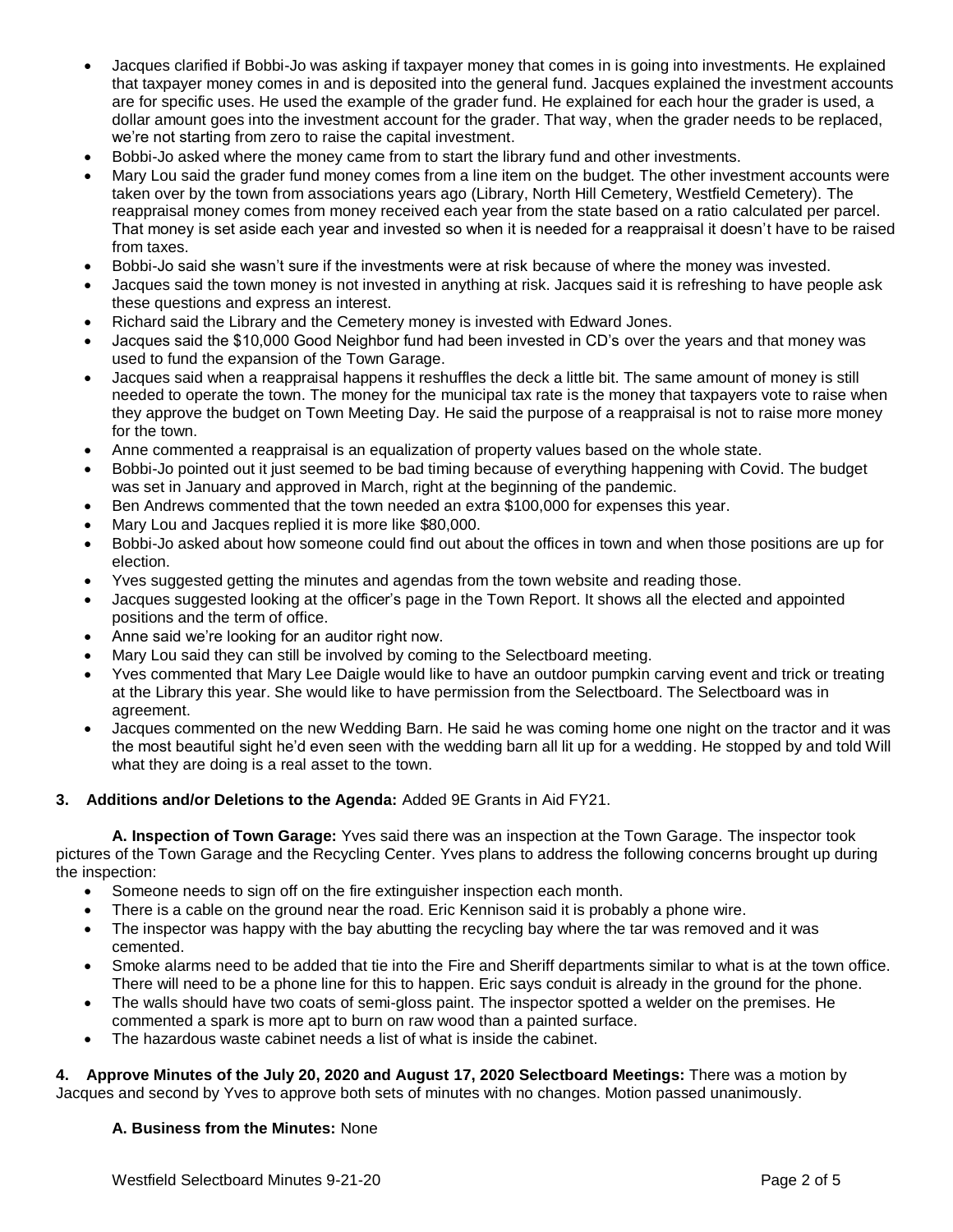- Jacques clarified if Bobbi-Jo was asking if taxpayer money that comes in is going into investments. He explained that taxpayer money comes in and is deposited into the general fund. Jacques explained the investment accounts are for specific uses. He used the example of the grader fund. He explained for each hour the grader is used, a dollar amount goes into the investment account for the grader. That way, when the grader needs to be replaced, we're not starting from zero to raise the capital investment.
- Bobbi-Jo asked where the money came from to start the library fund and other investments.
- Mary Lou said the grader fund money comes from a line item on the budget. The other investment accounts were taken over by the town from associations years ago (Library, North Hill Cemetery, Westfield Cemetery). The reappraisal money comes from money received each year from the state based on a ratio calculated per parcel. That money is set aside each year and invested so when it is needed for a reappraisal it doesn't have to be raised from taxes.
- Bobbi-Jo said she wasn't sure if the investments were at risk because of where the money was invested.
- Jacques said the town money is not invested in anything at risk. Jacques said it is refreshing to have people ask these questions and express an interest.
- Richard said the Library and the Cemetery money is invested with Edward Jones.
- Jacques said the $10,000 Good Neighbor fund had been invested in CD's over the years and that money was used to fund the expansion of the Town Garage.
- Jacques said when a reappraisal happens it reshuffles the deck a little bit. The same amount of money is still needed to operate the town. The money for the municipal tax rate is the money that taxpayers vote to raise when they approve the budget on Town Meeting Day. He said the purpose of a reappraisal is not to raise more money for the town.
- Anne commented a reappraisal is an equalization of property values based on the whole state.
- Bobbi-Jo pointed out it just seemed to be bad timing because of everything happening with Covid. The budget was set in January and approved in March, right at the beginning of the pandemic.
- Ben Andrews commented that the town needed an extra $100,000 for expenses this year.
- Mary Lou and Jacques replied it is more like $80,000.
- Bobbi-Jo asked about how someone could find out about the offices in town and when those positions are up for election.
- Yves suggested getting the minutes and agendas from the town website and reading those.
- Jacques suggested looking at the officer's page in the Town Report. It shows all the elected and appointed positions and the term of office.
- Anne said we're looking for an auditor right now.
- Mary Lou said they can still be involved by coming to the Selectboard meeting.
- Yves commented that Mary Lee Daigle would like to have an outdoor pumpkin carving event and trick or treating at the Library this year. She would like to have permission from the Selectboard. The Selectboard was in agreement.
- Jacques commented on the new Wedding Barn. He said he was coming home one night on the tractor and it was the most beautiful sight he'd even seen with the wedding barn all lit up for a wedding. He stopped by and told Will what they are doing is a real asset to the town.

**3. Additions and/or Deletions to the Agenda:** Added 9E Grants in Aid FY21.

**A. Inspection of Town Garage:** Yves said there was an inspection at the Town Garage. The inspector took pictures of the Town Garage and the Recycling Center. Yves plans to address the following concerns brought up during the inspection:

- Someone needs to sign off on the fire extinguisher inspection each month.
- There is a cable on the ground near the road. Eric Kennison said it is probably a phone wire.
- The inspector was happy with the bay abutting the recycling bay where the tar was removed and it was cemented.
- Smoke alarms need to be added that tie into the Fire and Sheriff departments similar to what is at the town office. There will need to be a phone line for this to happen. Eric says conduit is already in the ground for the phone.
- The walls should have two coats of semi-gloss paint. The inspector spotted a welder on the premises. He commented a spark is more apt to burn on raw wood than a painted surface.
- The hazardous waste cabinet needs a list of what is inside the cabinet.

**4. Approve Minutes of the July 20, 2020 and August 17, 2020 Selectboard Meetings:** There was a motion by Jacques and second by Yves to approve both sets of minutes with no changes. Motion passed unanimously.

**A. Business from the Minutes:** None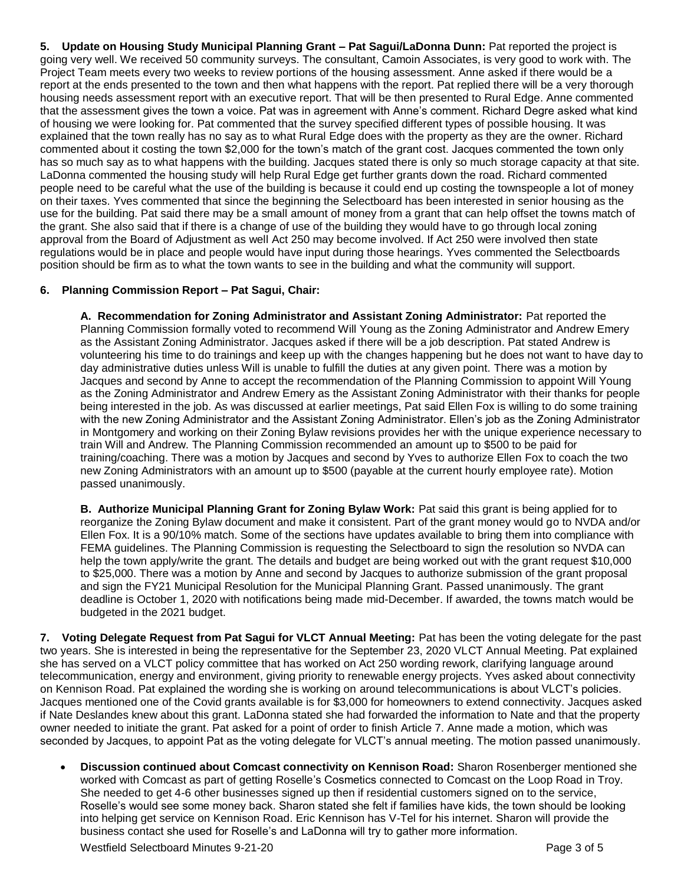**5. Update on Housing Study Municipal Planning Grant – Pat Sagui/LaDonna Dunn:** Pat reported the project is going very well. We received 50 community surveys. The consultant, Camoin Associates, is very good to work with. The Project Team meets every two weeks to review portions of the housing assessment. Anne asked if there would be a report at the ends presented to the town and then what happens with the report. Pat replied there will be a very thorough housing needs assessment report with an executive report. That will be then presented to Rural Edge. Anne commented that the assessment gives the town a voice. Pat was in agreement with Anne's comment. Richard Degre asked what kind of housing we were looking for. Pat commented that the survey specified different types of possible housing. It was explained that the town really has no say as to what Rural Edge does with the property as they are the owner. Richard commented about it costing the town $2,000 for the town's match of the grant cost. Jacques commented the town only has so much say as to what happens with the building. Jacques stated there is only so much storage capacity at that site. LaDonna commented the housing study will help Rural Edge get further grants down the road. Richard commented people need to be careful what the use of the building is because it could end up costing the townspeople a lot of money on their taxes. Yves commented that since the beginning the Selectboard has been interested in senior housing as the use for the building. Pat said there may be a small amount of money from a grant that can help offset the towns match of the grant. She also said that if there is a change of use of the building they would have to go through local zoning approval from the Board of Adjustment as well Act 250 may become involved. If Act 250 were involved then state regulations would be in place and people would have input during those hearings. Yves commented the Selectboards position should be firm as to what the town wants to see in the building and what the community will support.

**6. Planning Commission Report – Pat Sagui, Chair:**

**A. Recommendation for Zoning Administrator and Assistant Zoning Administrator:** Pat reported the Planning Commission formally voted to recommend Will Young as the Zoning Administrator and Andrew Emery as the Assistant Zoning Administrator. Jacques asked if there will be a job description. Pat stated Andrew is volunteering his time to do trainings and keep up with the changes happening but he does not want to have day to day administrative duties unless Will is unable to fulfill the duties at any given point. There was a motion by Jacques and second by Anne to accept the recommendation of the Planning Commission to appoint Will Young as the Zoning Administrator and Andrew Emery as the Assistant Zoning Administrator with their thanks for people being interested in the job. As was discussed at earlier meetings, Pat said Ellen Fox is willing to do some training with the new Zoning Administrator and the Assistant Zoning Administrator. Ellen's job as the Zoning Administrator in Montgomery and working on their Zoning Bylaw revisions provides her with the unique experience necessary to train Will and Andrew. The Planning Commission recommended an amount up to $500 to be paid for training/coaching. There was a motion by Jacques and second by Yves to authorize Ellen Fox to coach the two new Zoning Administrators with an amount up to $500 (payable at the current hourly employee rate). Motion passed unanimously.

**B. Authorize Municipal Planning Grant for Zoning Bylaw Work:** Pat said this grant is being applied for to reorganize the Zoning Bylaw document and make it consistent. Part of the grant money would go to NVDA and/or Ellen Fox. It is a 90/10% match. Some of the sections have updates available to bring them into compliance with FEMA guidelines. The Planning Commission is requesting the Selectboard to sign the resolution so NVDA can help the town apply/write the grant. The details and budget are being worked out with the grant request $10,000 to $25,000. There was a motion by Anne and second by Jacques to authorize submission of the grant proposal and sign the FY21 Municipal Resolution for the Municipal Planning Grant. Passed unanimously. The grant deadline is October 1, 2020 with notifications being made mid-December. If awarded, the towns match would be budgeted in the 2021 budget.

**7. Voting Delegate Request from Pat Sagui for VLCT Annual Meeting:** Pat has been the voting delegate for the past two years. She is interested in being the representative for the September 23, 2020 VLCT Annual Meeting. Pat explained she has served on a VLCT policy committee that has worked on Act 250 wording rework, clarifying language around telecommunication, energy and environment, giving priority to renewable energy projects. Yves asked about connectivity on Kennison Road. Pat explained the wording she is working on around telecommunications is about VLCT's policies. Jacques mentioned one of the Covid grants available is for $3,000 for homeowners to extend connectivity. Jacques asked if Nate Deslandes knew about this grant. LaDonna stated she had forwarded the information to Nate and that the property owner needed to initiate the grant. Pat asked for a point of order to finish Article 7. Anne made a motion, which was seconded by Jacques, to appoint Pat as the voting delegate for VLCT's annual meeting. The motion passed unanimously.

- **Discussion continued about Comcast connectivity on Kennison Road:** Sharon Rosenberger mentioned she worked with Comcast as part of getting Roselle's Cosmetics connected to Comcast on the Loop Road in Troy. She needed to get 4-6 other businesses signed up then if residential customers signed on to the service, Roselle's would see some money back. Sharon stated she felt if families have kids, the town should be looking into helping get service on Kennison Road. Eric Kennison has V-Tel for his internet. Sharon will provide the business contact she used for Roselle's and LaDonna will try to gather more information.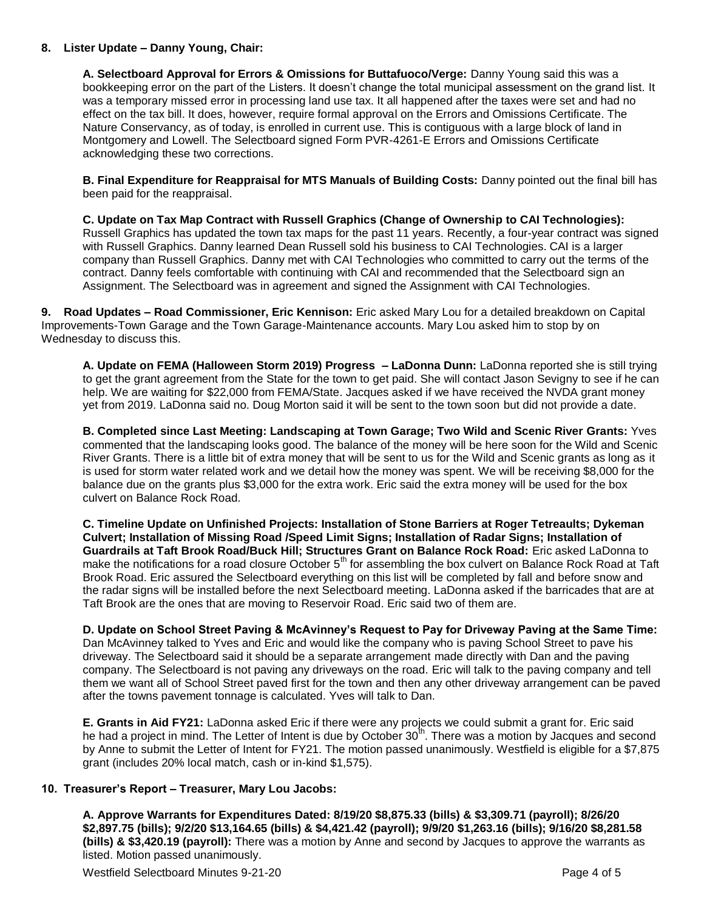**8. Lister Update – Danny Young, Chair:**

**A. Selectboard Approval for Errors & Omissions for Buttafuoco/Verge:** Danny Young said this was a bookkeeping error on the part of the Listers. It doesn't change the total municipal assessment on the grand list. It was a temporary missed error in processing land use tax. It all happened after the taxes were set and had no effect on the tax bill. It does, however, require formal approval on the Errors and Omissions Certificate. The Nature Conservancy, as of today, is enrolled in current use. This is contiguous with a large block of land in Montgomery and Lowell. The Selectboard signed Form PVR-4261-E Errors and Omissions Certificate acknowledging these two corrections.

**B. Final Expenditure for Reappraisal for MTS Manuals of Building Costs:** Danny pointed out the final bill has been paid for the reappraisal.

**C. Update on Tax Map Contract with Russell Graphics (Change of Ownership to CAI Technologies):** Russell Graphics has updated the town tax maps for the past 11 years. Recently, a four-year contract was signed with Russell Graphics. Danny learned Dean Russell sold his business to CAI Technologies. CAI is a larger company than Russell Graphics. Danny met with CAI Technologies who committed to carry out the terms of the contract. Danny feels comfortable with continuing with CAI and recommended that the Selectboard sign an Assignment. The Selectboard was in agreement and signed the Assignment with CAI Technologies.

**9. Road Updates – Road Commissioner, Eric Kennison:** Eric asked Mary Lou for a detailed breakdown on Capital Improvements-Town Garage and the Town Garage-Maintenance accounts. Mary Lou asked him to stop by on Wednesday to discuss this.

**A. Update on FEMA (Halloween Storm 2019) Progress – LaDonna Dunn:** LaDonna reported she is still trying to get the grant agreement from the State for the town to get paid. She will contact Jason Sevigny to see if he can help. We are waiting for $22,000 from FEMA/State. Jacques asked if we have received the NVDA grant money yet from 2019. LaDonna said no. Doug Morton said it will be sent to the town soon but did not provide a date.

**B. Completed since Last Meeting: Landscaping at Town Garage; Two Wild and Scenic River Grants:** Yves commented that the landscaping looks good. The balance of the money will be here soon for the Wild and Scenic River Grants. There is a little bit of extra money that will be sent to us for the Wild and Scenic grants as long as it is used for storm water related work and we detail how the money was spent. We will be receiving $8,000 for the balance due on the grants plus $3,000 for the extra work. Eric said the extra money will be used for the box culvert on Balance Rock Road.

**C. Timeline Update on Unfinished Projects: Installation of Stone Barriers at Roger Tetreaults; Dykeman Culvert; Installation of Missing Road /Speed Limit Signs; Installation of Radar Signs; Installation of Guardrails at Taft Brook Road/Buck Hill; Structures Grant on Balance Rock Road:** Eric asked LaDonna to make the notifications for a road closure October 5th for assembling the box culvert on Balance Rock Road at Taft Brook Road. Eric assured the Selectboard everything on this list will be completed by fall and before snow and the radar signs will be installed before the next Selectboard meeting. LaDonna asked if the barricades that are at Taft Brook are the ones that are moving to Reservoir Road. Eric said two of them are.

**D. Update on School Street Paving & McAvinney's Request to Pay for Driveway Paving at the Same Time:** Dan McAvinney talked to Yves and Eric and would like the company who is paving School Street to pave his driveway. The Selectboard said it should be a separate arrangement made directly with Dan and the paving company. The Selectboard is not paving any driveways on the road. Eric will talk to the paving company and tell them we want all of School Street paved first for the town and then any other driveway arrangement can be paved after the towns pavement tonnage is calculated. Yves will talk to Dan.

**E. Grants in Aid FY21:** LaDonna asked Eric if there were any projects we could submit a grant for. Eric said he had a project in mind. The Letter of Intent is due by October 30th. There was a motion by Jacques and second by Anne to submit the Letter of Intent for FY21. The motion passed unanimously. Westfield is eligible for a $7,875 grant (includes 20% local match, cash or in-kind $1,575).

**10. Treasurer's Report – Treasurer, Mary Lou Jacobs:**

**A. Approve Warrants for Expenditures Dated: 8/19/20 $8,875.33 (bills) & $3,309.71 (payroll); 8/26/20 $2,897.75 (bills); 9/2/20 $13,164.65 (bills) & $4,421.42 (payroll); 9/9/20 $1,263.16 (bills); 9/16/20 $8,281.58 (bills) & $3,420.19 (payroll):** There was a motion by Anne and second by Jacques to approve the warrants as listed. Motion passed unanimously.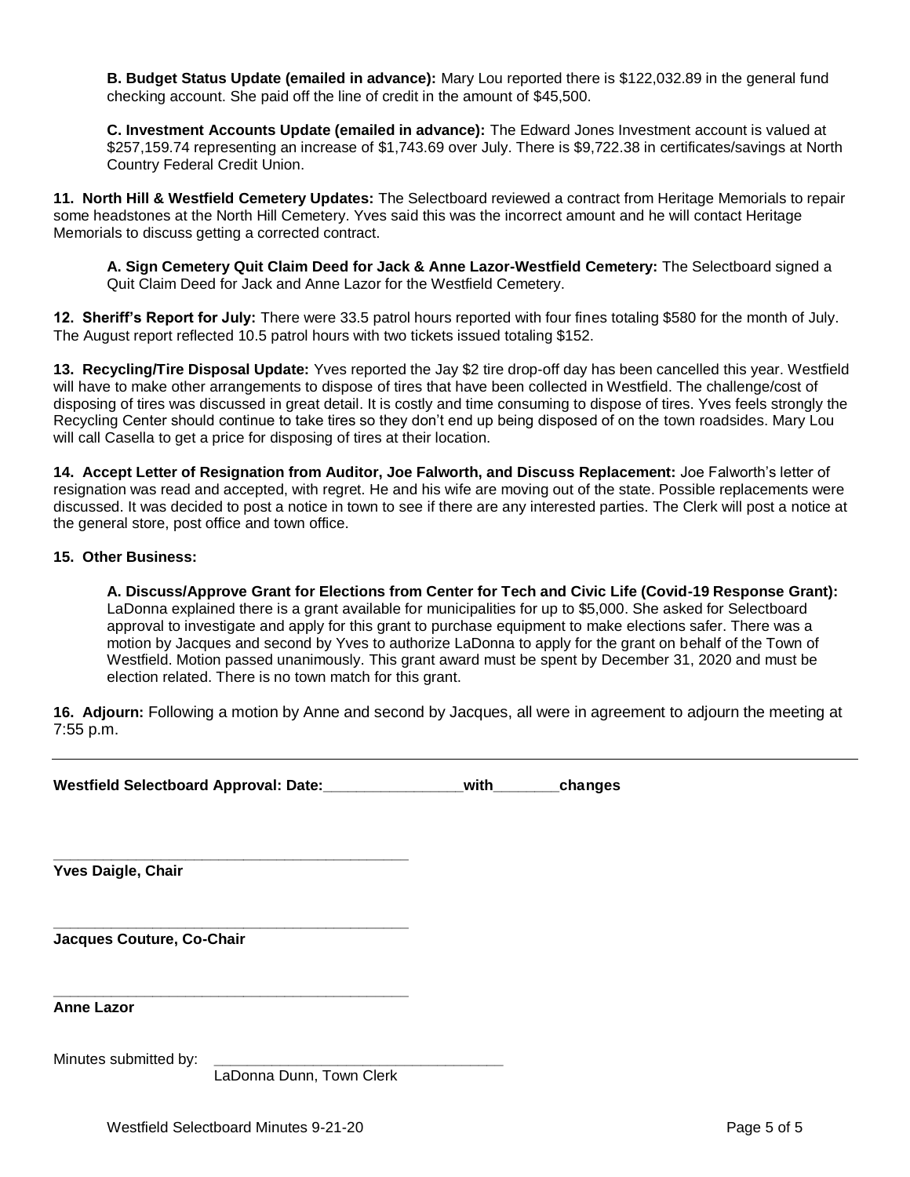**B. Budget Status Update (emailed in advance):** Mary Lou reported there is $122,032.89 in the general fund checking account. She paid off the line of credit in the amount of $45,500.

**C. Investment Accounts Update (emailed in advance):** The Edward Jones Investment account is valued at $257,159.74 representing an increase of $1,743.69 over July. There is $9,722.38 in certificates/savings at North Country Federal Credit Union.

**11. North Hill & Westfield Cemetery Updates:** The Selectboard reviewed a contract from Heritage Memorials to repair some headstones at the North Hill Cemetery. Yves said this was the incorrect amount and he will contact Heritage Memorials to discuss getting a corrected contract.

**A. Sign Cemetery Quit Claim Deed for Jack & Anne Lazor-Westfield Cemetery:** The Selectboard signed a Quit Claim Deed for Jack and Anne Lazor for the Westfield Cemetery.

**12. Sheriff's Report for July:** There were 33.5 patrol hours reported with four fines totaling $580 for the month of July. The August report reflected 10.5 patrol hours with two tickets issued totaling $152.

**13. Recycling/Tire Disposal Update:** Yves reported the Jay $2 tire drop-off day has been cancelled this year. Westfield will have to make other arrangements to dispose of tires that have been collected in Westfield. The challenge/cost of disposing of tires was discussed in great detail. It is costly and time consuming to dispose of tires. Yves feels strongly the Recycling Center should continue to take tires so they don't end up being disposed of on the town roadsides. Mary Lou will call Casella to get a price for disposing of tires at their location.

**14. Accept Letter of Resignation from Auditor, Joe Falworth, and Discuss Replacement:** Joe Falworth's letter of resignation was read and accepted, with regret. He and his wife are moving out of the state. Possible replacements were discussed. It was decided to post a notice in town to see if there are any interested parties. The Clerk will post a notice at the general store, post office and town office.

**15. Other Business:**

**A. Discuss/Approve Grant for Elections from Center for Tech and Civic Life (Covid-19 Response Grant):** LaDonna explained there is a grant available for municipalities for up to $5,000. She asked for Selectboard approval to investigate and apply for this grant to purchase equipment to make elections safer. There was a motion by Jacques and second by Yves to authorize LaDonna to apply for the grant on behalf of the Town of Westfield. Motion passed unanimously. This grant award must be spent by December 31, 2020 and must be election related. There is no town match for this grant.

**16. Adjourn:** Following a motion by Anne and second by Jacques, all were in agreement to adjourn the meeting at 7:55 p.m.

---

**Westfield Selectboard Approval: Date:\_\_\_\_\_\_\_\_\_\_\_\_\_\_\_\_with\_\_\_\_\_\_\_\_changes**

\_\_\_\_\_\_\_\_\_\_\_\_\_\_\_\_\_\_\_\_\_\_\_\_\_\_\_\_\_\_\_\_\_\_\_\_\_\_\_\_\_\_\_\_

**Yves Daigle, Chair**

\_\_\_\_\_\_\_\_\_\_\_\_\_\_\_\_\_\_\_\_\_\_\_\_\_\_\_\_\_\_\_\_\_\_\_\_\_\_\_\_\_\_\_\_

**Jacques Couture, Co-Chair**

\_\_\_\_\_\_\_\_\_\_\_\_\_\_\_\_\_\_\_\_\_\_\_\_\_\_\_\_\_\_\_\_\_\_\_\_\_\_\_\_\_\_\_\_

**Anne Lazor**

Minutes submitted by: \_\_\_\_\_\_\_\_\_\_\_\_\_\_\_\_\_\_\_\_\_\_\_\_\_\_\_\_\_\_\_\_\_\_\_\_

LaDonna Dunn, Town Clerk